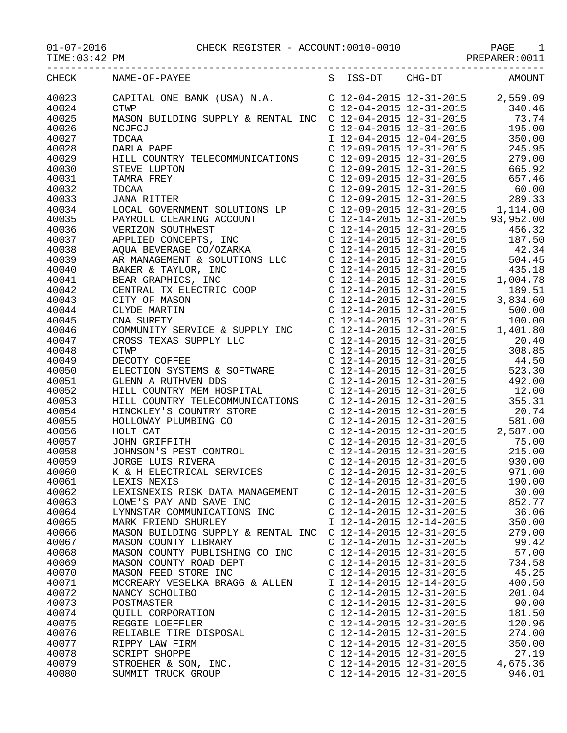01-07-2016 CHECK REGISTER - ACCOUNT:0010-0010 PAGE 1

TIME:03:42 PM PREPARER:0011

| CHECK | NAME-OF-PAYEE | S | ISS-DT | CHG-DT | AMOUNT |
|---|---|---|---|---|---|
| 40023 | CAPITAL ONE BANK (USA) N.A. | C | 12-04-2015 | 12-31-2015 | 2,559.09 |
| 40024 | CTWP | C | 12-04-2015 | 12-31-2015 | 340.46 |
| 40025 | MASON BUILDING SUPPLY & RENTAL INC | C | 12-04-2015 | 12-31-2015 | 73.74 |
| 40026 | NCJFCJ | C | 12-04-2015 | 12-31-2015 | 195.00 |
| 40027 | TDCAA | I | 12-04-2015 | 12-04-2015 | 350.00 |
| 40028 | DARLA PAPE | C | 12-09-2015 | 12-31-2015 | 245.95 |
| 40029 | HILL COUNTRY TELECOMMUNICATIONS | C | 12-09-2015 | 12-31-2015 | 279.00 |
| 40030 | STEVE LUPTON | C | 12-09-2015 | 12-31-2015 | 665.92 |
| 40031 | TAMRA FREY | C | 12-09-2015 | 12-31-2015 | 657.46 |
| 40032 | TDCAA | C | 12-09-2015 | 12-31-2015 | 60.00 |
| 40033 | JANA RITTER | C | 12-09-2015 | 12-31-2015 | 289.33 |
| 40034 | LOCAL GOVERNMENT SOLUTIONS LP | C | 12-09-2015 | 12-31-2015 | 1,114.00 |
| 40035 | PAYROLL CLEARING ACCOUNT | C | 12-14-2015 | 12-31-2015 | 93,952.00 |
| 40036 | VERIZON SOUTHWEST | C | 12-14-2015 | 12-31-2015 | 456.32 |
| 40037 | APPLIED CONCEPTS, INC | C | 12-14-2015 | 12-31-2015 | 187.50 |
| 40038 | AQUA BEVERAGE CO/OZARKA | C | 12-14-2015 | 12-31-2015 | 42.34 |
| 40039 | AR MANAGEMENT & SOLUTIONS LLC | C | 12-14-2015 | 12-31-2015 | 504.45 |
| 40040 | BAKER & TAYLOR, INC | C | 12-14-2015 | 12-31-2015 | 435.18 |
| 40041 | BEAR GRAPHICS, INC | C | 12-14-2015 | 12-31-2015 | 1,004.78 |
| 40042 | CENTRAL TX ELECTRIC COOP | C | 12-14-2015 | 12-31-2015 | 189.51 |
| 40043 | CITY OF MASON | C | 12-14-2015 | 12-31-2015 | 3,834.60 |
| 40044 | CLYDE MARTIN | C | 12-14-2015 | 12-31-2015 | 500.00 |
| 40045 | CNA SURETY | C | 12-14-2015 | 12-31-2015 | 100.00 |
| 40046 | COMMUNITY SERVICE & SUPPLY INC | C | 12-14-2015 | 12-31-2015 | 1,401.80 |
| 40047 | CROSS TEXAS SUPPLY LLC | C | 12-14-2015 | 12-31-2015 | 20.40 |
| 40048 | CTWP | C | 12-14-2015 | 12-31-2015 | 308.85 |
| 40049 | DECOTY COFFEE | C | 12-14-2015 | 12-31-2015 | 44.50 |
| 40050 | ELECTION SYSTEMS & SOFTWARE | C | 12-14-2015 | 12-31-2015 | 523.30 |
| 40051 | GLENN A RUTHVEN DDS | C | 12-14-2015 | 12-31-2015 | 492.00 |
| 40052 | HILL COUNTRY MEM HOSPITAL | C | 12-14-2015 | 12-31-2015 | 12.00 |
| 40053 | HILL COUNTRY TELECOMMUNICATIONS | C | 12-14-2015 | 12-31-2015 | 355.31 |
| 40054 | HINCKLEY'S COUNTRY STORE | C | 12-14-2015 | 12-31-2015 | 20.74 |
| 40055 | HOLLOWAY PLUMBING CO | C | 12-14-2015 | 12-31-2015 | 581.00 |
| 40056 | HOLT CAT | C | 12-14-2015 | 12-31-2015 | 2,587.00 |
| 40057 | JOHN GRIFFITH | C | 12-14-2015 | 12-31-2015 | 75.00 |
| 40058 | JOHNSON'S PEST CONTROL | C | 12-14-2015 | 12-31-2015 | 215.00 |
| 40059 | JORGE LUIS RIVERA | C | 12-14-2015 | 12-31-2015 | 930.00 |
| 40060 | K & H ELECTRICAL SERVICES | C | 12-14-2015 | 12-31-2015 | 971.00 |
| 40061 | LEXIS NEXIS | C | 12-14-2015 | 12-31-2015 | 190.00 |
| 40062 | LEXISNEXIS RISK DATA MANAGEMENT | C | 12-14-2015 | 12-31-2015 | 30.00 |
| 40063 | LOWE'S PAY AND SAVE INC | C | 12-14-2015 | 12-31-2015 | 852.77 |
| 40064 | LYNNSTAR COMMUNICATIONS INC | C | 12-14-2015 | 12-31-2015 | 36.06 |
| 40065 | MARK FRIEND SHURLEY | I | 12-14-2015 | 12-14-2015 | 350.00 |
| 40066 | MASON BUILDING SUPPLY & RENTAL INC | C | 12-14-2015 | 12-31-2015 | 279.00 |
| 40067 | MASON COUNTY LIBRARY | C | 12-14-2015 | 12-31-2015 | 99.42 |
| 40068 | MASON COUNTY PUBLISHING CO INC | C | 12-14-2015 | 12-31-2015 | 57.00 |
| 40069 | MASON COUNTY ROAD DEPT | C | 12-14-2015 | 12-31-2015 | 734.58 |
| 40070 | MASON FEED STORE INC | C | 12-14-2015 | 12-31-2015 | 45.25 |
| 40071 | MCCREARY VESELKA BRAGG & ALLEN | I | 12-14-2015 | 12-14-2015 | 400.50 |
| 40072 | NANCY SCHOLIBO | C | 12-14-2015 | 12-31-2015 | 201.04 |
| 40073 | POSTMASTER | C | 12-14-2015 | 12-31-2015 | 90.00 |
| 40074 | QUILL CORPORATION | C | 12-14-2015 | 12-31-2015 | 181.50 |
| 40075 | REGGIE LOEFFLER | C | 12-14-2015 | 12-31-2015 | 120.96 |
| 40076 | RELIABLE TIRE DISPOSAL | C | 12-14-2015 | 12-31-2015 | 274.00 |
| 40077 | RIPPY LAW FIRM | C | 12-14-2015 | 12-31-2015 | 350.00 |
| 40078 | SCRIPT SHOPPE | C | 12-14-2015 | 12-31-2015 | 27.19 |
| 40079 | STROEHER & SON, INC. | C | 12-14-2015 | 12-31-2015 | 4,675.36 |
| 40080 | SUMMIT TRUCK GROUP | C | 12-14-2015 | 12-31-2015 | 946.01 |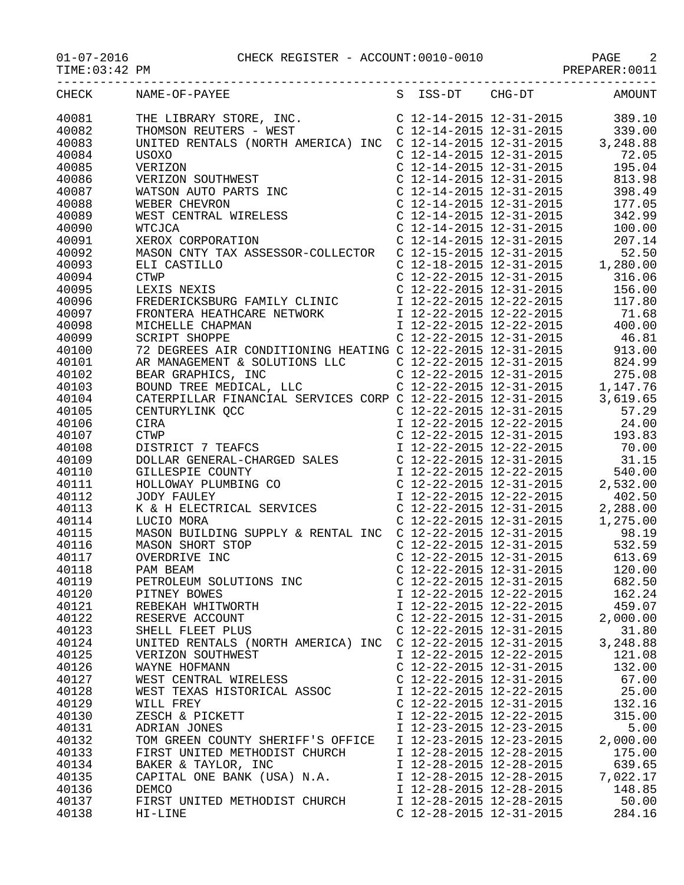01-07-2016 CHECK REGISTER - ACCOUNT:0010-0010

TIME:03:42 PM PREPARER:0011

| CHECK | NAME-OF-PAYEE | S | ISS-DT | CHG-DT | AMOUNT |
|---|---|---|---|---|---|
| 40081 | THE LIBRARY STORE, INC. | C | 12-14-2015 | 12-31-2015 | 389.10 |
| 40082 | THOMSON REUTERS - WEST | C | 12-14-2015 | 12-31-2015 | 339.00 |
| 40083 | UNITED RENTALS (NORTH AMERICA) INC | C | 12-14-2015 | 12-31-2015 | 3,248.88 |
| 40084 | USOXO | C | 12-14-2015 | 12-31-2015 | 72.05 |
| 40085 | VERIZON | C | 12-14-2015 | 12-31-2015 | 195.04 |
| 40086 | VERIZON SOUTHWEST | C | 12-14-2015 | 12-31-2015 | 813.98 |
| 40087 | WATSON AUTO PARTS INC | C | 12-14-2015 | 12-31-2015 | 398.49 |
| 40088 | WEBER CHEVRON | C | 12-14-2015 | 12-31-2015 | 177.05 |
| 40089 | WEST CENTRAL WIRELESS | C | 12-14-2015 | 12-31-2015 | 342.99 |
| 40090 | WTCJCA | C | 12-14-2015 | 12-31-2015 | 100.00 |
| 40091 | XEROX CORPORATION | C | 12-14-2015 | 12-31-2015 | 207.14 |
| 40092 | MASON CNTY TAX ASSESSOR-COLLECTOR | C | 12-15-2015 | 12-31-2015 | 52.50 |
| 40093 | ELI CASTILLO | C | 12-18-2015 | 12-31-2015 | 1,280.00 |
| 40094 | CTWP | C | 12-22-2015 | 12-31-2015 | 316.06 |
| 40095 | LEXIS NEXIS | C | 12-22-2015 | 12-31-2015 | 156.00 |
| 40096 | FREDERICKSBURG FAMILY CLINIC | I | 12-22-2015 | 12-22-2015 | 117.80 |
| 40097 | FRONTERA HEATHCARE NETWORK | I | 12-22-2015 | 12-22-2015 | 71.68 |
| 40098 | MICHELLE CHAPMAN | I | 12-22-2015 | 12-22-2015 | 400.00 |
| 40099 | SCRIPT SHOPPE | C | 12-22-2015 | 12-31-2015 | 46.81 |
| 40100 | 72 DEGREES AIR CONDITIONING HEATING | C | 12-22-2015 | 12-31-2015 | 913.00 |
| 40101 | AR MANAGEMENT & SOLUTIONS LLC | C | 12-22-2015 | 12-31-2015 | 824.99 |
| 40102 | BEAR GRAPHICS, INC | C | 12-22-2015 | 12-31-2015 | 275.08 |
| 40103 | BOUND TREE MEDICAL, LLC | C | 12-22-2015 | 12-31-2015 | 1,147.76 |
| 40104 | CATERPILLAR FINANCIAL SERVICES CORP | C | 12-22-2015 | 12-31-2015 | 3,619.65 |
| 40105 | CENTURYLINK QCC | C | 12-22-2015 | 12-31-2015 | 57.29 |
| 40106 | CIRA | I | 12-22-2015 | 12-22-2015 | 24.00 |
| 40107 | CTWP | C | 12-22-2015 | 12-31-2015 | 193.83 |
| 40108 | DISTRICT 7 TEAFCS | I | 12-22-2015 | 12-22-2015 | 70.00 |
| 40109 | DOLLAR GENERAL-CHARGED SALES | C | 12-22-2015 | 12-31-2015 | 31.15 |
| 40110 | GILLESPIE COUNTY | I | 12-22-2015 | 12-22-2015 | 540.00 |
| 40111 | HOLLOWAY PLUMBING CO | C | 12-22-2015 | 12-31-2015 | 2,532.00 |
| 40112 | JODY FAULEY | I | 12-22-2015 | 12-22-2015 | 402.50 |
| 40113 | K & H ELECTRICAL SERVICES | C | 12-22-2015 | 12-31-2015 | 2,288.00 |
| 40114 | LUCIO MORA | C | 12-22-2015 | 12-31-2015 | 1,275.00 |
| 40115 | MASON BUILDING SUPPLY & RENTAL INC | C | 12-22-2015 | 12-31-2015 | 98.19 |
| 40116 | MASON SHORT STOP | C | 12-22-2015 | 12-31-2015 | 532.59 |
| 40117 | OVERDRIVE INC | C | 12-22-2015 | 12-31-2015 | 613.69 |
| 40118 | PAM BEAM | C | 12-22-2015 | 12-31-2015 | 120.00 |
| 40119 | PETROLEUM SOLUTIONS INC | C | 12-22-2015 | 12-31-2015 | 682.50 |
| 40120 | PITNEY BOWES | I | 12-22-2015 | 12-22-2015 | 162.24 |
| 40121 | REBEKAH WHITWORTH | I | 12-22-2015 | 12-22-2015 | 459.07 |
| 40122 | RESERVE ACCOUNT | C | 12-22-2015 | 12-31-2015 | 2,000.00 |
| 40123 | SHELL FLEET PLUS | C | 12-22-2015 | 12-31-2015 | 31.80 |
| 40124 | UNITED RENTALS (NORTH AMERICA) INC | C | 12-22-2015 | 12-31-2015 | 3,248.88 |
| 40125 | VERIZON SOUTHWEST | I | 12-22-2015 | 12-22-2015 | 121.08 |
| 40126 | WAYNE HOFMANN | C | 12-22-2015 | 12-31-2015 | 132.00 |
| 40127 | WEST CENTRAL WIRELESS | C | 12-22-2015 | 12-31-2015 | 67.00 |
| 40128 | WEST TEXAS HISTORICAL ASSOC | I | 12-22-2015 | 12-22-2015 | 25.00 |
| 40129 | WILL FREY | C | 12-22-2015 | 12-31-2015 | 132.16 |
| 40130 | ZESCH & PICKETT | I | 12-22-2015 | 12-22-2015 | 315.00 |
| 40131 | ADRIAN JONES | I | 12-23-2015 | 12-23-2015 | 5.00 |
| 40132 | TOM GREEN COUNTY SHERIFF'S OFFICE | I | 12-23-2015 | 12-23-2015 | 2,000.00 |
| 40133 | FIRST UNITED METHODIST CHURCH | I | 12-28-2015 | 12-28-2015 | 175.00 |
| 40134 | BAKER & TAYLOR, INC | I | 12-28-2015 | 12-28-2015 | 639.65 |
| 40135 | CAPITAL ONE BANK (USA) N.A. | I | 12-28-2015 | 12-28-2015 | 7,022.17 |
| 40136 | DEMCO | I | 12-28-2015 | 12-28-2015 | 148.85 |
| 40137 | FIRST UNITED METHODIST CHURCH | I | 12-28-2015 | 12-28-2015 | 50.00 |
| 40138 | HI-LINE | C | 12-28-2015 | 12-31-2015 | 284.16 |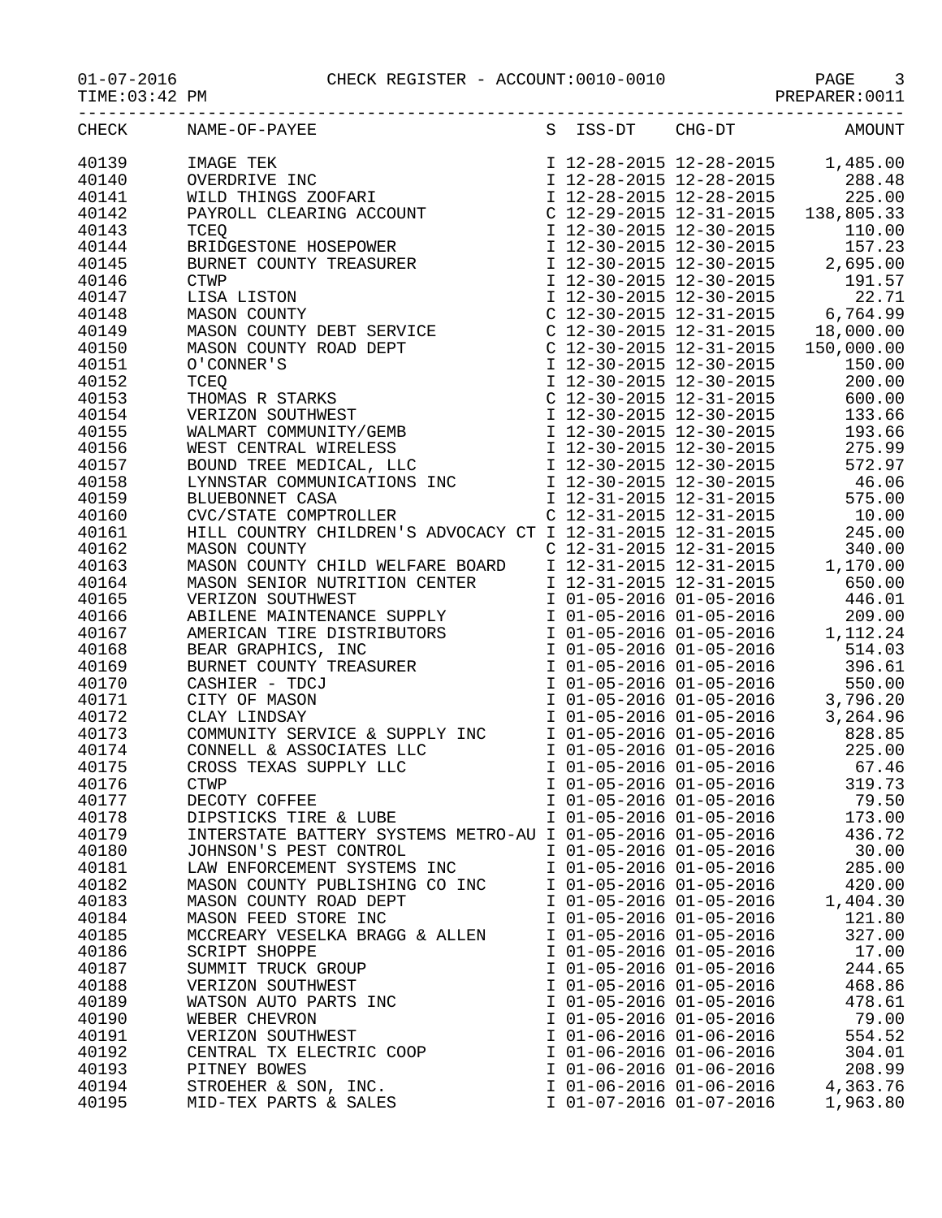01-07-2016 CHECK REGISTER - ACCOUNT:0010-0010 PAGE 3

TIME:03:42 PM PREPARER:0011

| CHECK | NAME-OF-PAYEE | S | ISS-DT | CHG-DT | AMOUNT |
|---|---|---|---|---|---|
| 40139 | IMAGE TEK | I | 12-28-2015 | 12-28-2015 | 1,485.00 |
| 40140 | OVERDRIVE INC | I | 12-28-2015 | 12-28-2015 | 288.48 |
| 40141 | WILD THINGS ZOOFARI | I | 12-28-2015 | 12-28-2015 | 225.00 |
| 40142 | PAYROLL CLEARING ACCOUNT | C | 12-29-2015 | 12-31-2015 | 138,805.33 |
| 40143 | TCEQ | I | 12-30-2015 | 12-30-2015 | 110.00 |
| 40144 | BRIDGESTONE HOSEPOWER | I | 12-30-2015 | 12-30-2015 | 157.23 |
| 40145 | BURNET COUNTY TREASURER | I | 12-30-2015 | 12-30-2015 | 2,695.00 |
| 40146 | CTWP | I | 12-30-2015 | 12-30-2015 | 191.57 |
| 40147 | LISA LISTON | I | 12-30-2015 | 12-30-2015 | 22.71 |
| 40148 | MASON COUNTY | C | 12-30-2015 | 12-31-2015 | 6,764.99 |
| 40149 | MASON COUNTY DEBT SERVICE | C | 12-30-2015 | 12-31-2015 | 18,000.00 |
| 40150 | MASON COUNTY ROAD DEPT | C | 12-30-2015 | 12-31-2015 | 150,000.00 |
| 40151 | O'CONNER'S | I | 12-30-2015 | 12-30-2015 | 150.00 |
| 40152 | TCEQ | I | 12-30-2015 | 12-30-2015 | 200.00 |
| 40153 | THOMAS R STARKS | C | 12-30-2015 | 12-31-2015 | 600.00 |
| 40154 | VERIZON SOUTHWEST | I | 12-30-2015 | 12-30-2015 | 133.66 |
| 40155 | WALMART COMMUNITY/GEMB | I | 12-30-2015 | 12-30-2015 | 193.66 |
| 40156 | WEST CENTRAL WIRELESS | I | 12-30-2015 | 12-30-2015 | 275.99 |
| 40157 | BOUND TREE MEDICAL, LLC | I | 12-30-2015 | 12-30-2015 | 572.97 |
| 40158 | LYNNSTAR COMMUNICATIONS INC | I | 12-30-2015 | 12-30-2015 | 46.06 |
| 40159 | BLUEBONNET CASA | I | 12-31-2015 | 12-31-2015 | 575.00 |
| 40160 | CVC/STATE COMPTROLLER | C | 12-31-2015 | 12-31-2015 | 10.00 |
| 40161 | HILL COUNTRY CHILDREN'S ADVOCACY CT | I | 12-31-2015 | 12-31-2015 | 245.00 |
| 40162 | MASON COUNTY | C | 12-31-2015 | 12-31-2015 | 340.00 |
| 40163 | MASON COUNTY CHILD WELFARE BOARD | I | 12-31-2015 | 12-31-2015 | 1,170.00 |
| 40164 | MASON SENIOR NUTRITION CENTER | I | 12-31-2015 | 12-31-2015 | 650.00 |
| 40165 | VERIZON SOUTHWEST | I | 01-05-2016 | 01-05-2016 | 446.01 |
| 40166 | ABILENE MAINTENANCE SUPPLY | I | 01-05-2016 | 01-05-2016 | 209.00 |
| 40167 | AMERICAN TIRE DISTRIBUTORS | I | 01-05-2016 | 01-05-2016 | 1,112.24 |
| 40168 | BEAR GRAPHICS, INC | I | 01-05-2016 | 01-05-2016 | 514.03 |
| 40169 | BURNET COUNTY TREASURER | I | 01-05-2016 | 01-05-2016 | 396.61 |
| 40170 | CASHIER - TDCJ | I | 01-05-2016 | 01-05-2016 | 550.00 |
| 40171 | CITY OF MASON | I | 01-05-2016 | 01-05-2016 | 3,796.20 |
| 40172 | CLAY LINDSAY | I | 01-05-2016 | 01-05-2016 | 3,264.96 |
| 40173 | COMMUNITY SERVICE & SUPPLY INC | I | 01-05-2016 | 01-05-2016 | 828.85 |
| 40174 | CONNELL & ASSOCIATES LLC | I | 01-05-2016 | 01-05-2016 | 225.00 |
| 40175 | CROSS TEXAS SUPPLY LLC | I | 01-05-2016 | 01-05-2016 | 67.46 |
| 40176 | CTWP | I | 01-05-2016 | 01-05-2016 | 319.73 |
| 40177 | DECOTY COFFEE | I | 01-05-2016 | 01-05-2016 | 79.50 |
| 40178 | DIPSTICKS TIRE & LUBE | I | 01-05-2016 | 01-05-2016 | 173.00 |
| 40179 | INTERSTATE BATTERY SYSTEMS METRO-AU | I | 01-05-2016 | 01-05-2016 | 436.72 |
| 40180 | JOHNSON'S PEST CONTROL | I | 01-05-2016 | 01-05-2016 | 30.00 |
| 40181 | LAW ENFORCEMENT SYSTEMS INC | I | 01-05-2016 | 01-05-2016 | 285.00 |
| 40182 | MASON COUNTY PUBLISHING CO INC | I | 01-05-2016 | 01-05-2016 | 420.00 |
| 40183 | MASON COUNTY ROAD DEPT | I | 01-05-2016 | 01-05-2016 | 1,404.30 |
| 40184 | MASON FEED STORE INC | I | 01-05-2016 | 01-05-2016 | 121.80 |
| 40185 | MCCREARY VESELKA BRAGG & ALLEN | I | 01-05-2016 | 01-05-2016 | 327.00 |
| 40186 | SCRIPT SHOPPE | I | 01-05-2016 | 01-05-2016 | 17.00 |
| 40187 | SUMMIT TRUCK GROUP | I | 01-05-2016 | 01-05-2016 | 244.65 |
| 40188 | VERIZON SOUTHWEST | I | 01-05-2016 | 01-05-2016 | 468.86 |
| 40189 | WATSON AUTO PARTS INC | I | 01-05-2016 | 01-05-2016 | 478.61 |
| 40190 | WEBER CHEVRON | I | 01-05-2016 | 01-05-2016 | 79.00 |
| 40191 | VERIZON SOUTHWEST | I | 01-06-2016 | 01-06-2016 | 554.52 |
| 40192 | CENTRAL TX ELECTRIC COOP | I | 01-06-2016 | 01-06-2016 | 304.01 |
| 40193 | PITNEY BOWES | I | 01-06-2016 | 01-06-2016 | 208.99 |
| 40194 | STROEHER & SON, INC. | I | 01-06-2016 | 01-06-2016 | 4,363.76 |
| 40195 | MID-TEX PARTS & SALES | I | 01-07-2016 | 01-07-2016 | 1,963.80 |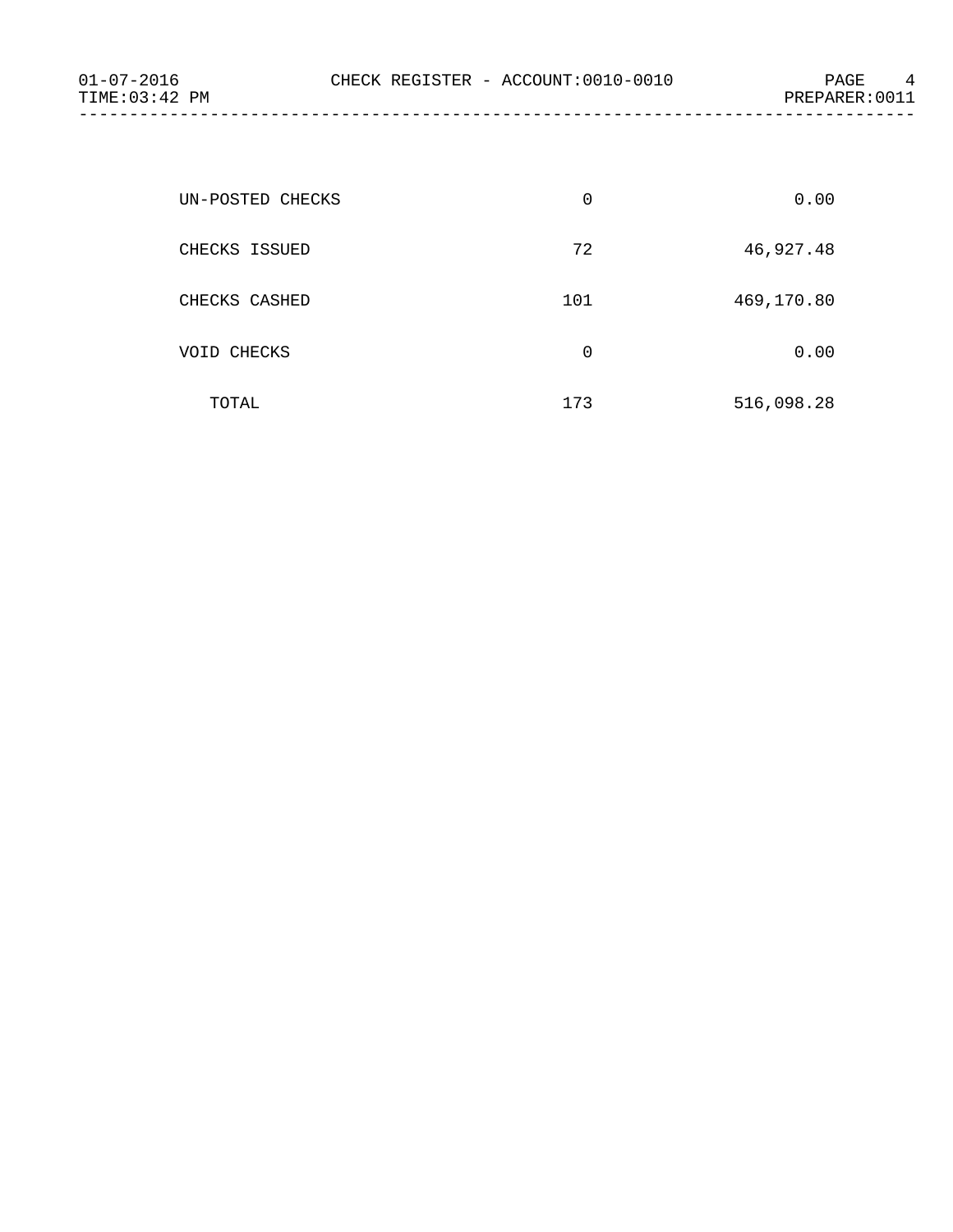| | | |
|---|---|---|
| UN-POSTED CHECKS | 0 | 0.00 |
| CHECKS ISSUED | 72 | 46,927.48 |
| CHECKS CASHED | 101 | 469,170.80 |
| VOID CHECKS | 0 | 0.00 |
| TOTAL | 173 | 516,098.28 |